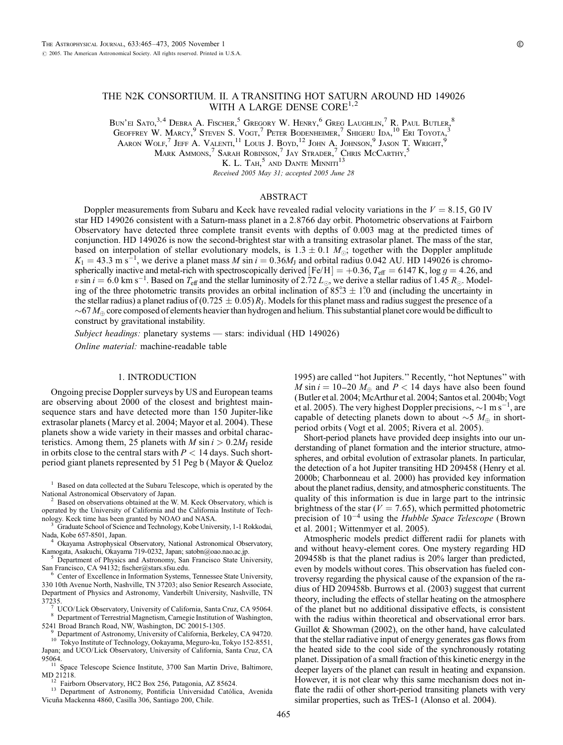# THE N2K CONSORTIUM. II. A TRANSITING HOT SATURN AROUND HD 149026 WITH A LARGE DENSE CORE[1,2]

Bun'ei Sato,[3,4] Debra A. Fischer,[5] Gregory W. Henry,[6] Greg Laughlin,[7] R. Paul Butler,[8] Geoffrey W. Marcy,[9] Steven S. Vogt,[7] Peter Bodenheimer,[7] Shigeru Ida,[10] Eri Toyota,[3] Aaron Wolf,[7] Jeff A. Valenti,[11] Louis J. Boyd,[12] John A. Johnson,[9] Jason T. Wright,[9] Mark Ammons,[7] Sarah Robinson,[7] Jay Strader,[7] Chris McCarthy,[5] K. L. Tah,[5] and Dante Minniti[13]

*Received 2005 May 31; accepted 2005 June 28*

## ABSTRACT

Doppler measurements from Subaru and Keck have revealed radial velocity variations in the $V = 8.15$, G0 IV star HD 149026 consistent with a Saturn-mass planet in a 2.8766 day orbit. Photometric observations at Fairborn Observatory have detected three complete transit events with depths of 0.003 mag at the predicted times of conjunction. HD 149026 is now the second-brightest star with a transiting extrasolar planet. The mass of the star, based on interpolation of stellar evolutionary models, is $1.3 \pm 0.1\ M_{\odot}$; together with the Doppler amplitude $K_1 = 43.3$ m s$^{-1}$, we derive a planet mass $M \sin i = 0.36 M_{\rm J}$ and orbital radius 0.042 AU. HD 149026 is chromospherically inactive and metal-rich with spectroscopically derived [Fe/H] $= +0.36$, $T_{\rm eff} = 6147$ K, $\log g = 4.26$, and $v \sin i = 6.0$ km s$^{-1}$. Based on $T_{\rm eff}$ and the stellar luminosity of $2.72\ L_{\odot}$, we derive a stellar radius of $1.45\ R_{\odot}$. Modeling of the three photometric transits provides an orbital inclination of $85.3° \pm 1.0°$ and (including the uncertainty in the stellar radius) a planet radius of $(0.725 \pm 0.05)\ R_{\rm J}$. Models for this planet mass and radius suggest the presence of a $\sim 67\ M_{\oplus}$ core composed of elements heavier than hydrogen and helium. This substantial planet core would be difficult to construct by gravitational instability.

*Subject headings:* planetary systems — stars: individual (HD 149026)

*Online material:* machine-readable table

## 1. INTRODUCTION

Ongoing precise Doppler surveys by US and European teams are observing about 2000 of the closest and brightest main-sequence stars and have detected more than 150 Jupiter-like extrasolar planets (Marcy et al. 2004; Mayor et al. 2004). These planets show a wide variety in their masses and orbital characteristics. Among them, 25 planets with $M \sin i > 0.2 M_{\rm J}$ reside in orbits close to the central stars with $P < 14$ days. Such short-period giant planets represented by 51 Peg b (Mayor & Queloz 1995) are called "hot Jupiters." Recently, "hot Neptunes" with $M \sin i = 10$–$20\ M_{\oplus}$ and $P < 14$ days have also been found (Butler et al. 2004; McArthur et al. 2004; Santos et al. 2004b; Vogt et al. 2005). The very highest Doppler precisions, $\sim 1$ m s$^{-1}$, are capable of detecting planets down to about $\sim 5\ M_{\oplus}$ in short-period orbits (Vogt et al. 2005; Rivera et al. 2005).

Short-period planets have provided deep insights into our understanding of planet formation and the interior structure, atmospheres, and orbital evolution of extrasolar planets. In particular, the detection of a hot Jupiter transiting HD 209458 (Henry et al. 2000b; Charbonneau et al. 2000) has provided key information about the planet radius, density, and atmospheric constituents. The quality of this information is due in large part to the intrinsic brightness of the star ($V = 7.65$), which permitted photometric precision of $10^{-4}$ using the *Hubble Space Telescope* (Brown et al. 2001; Wittenmyer et al. 2005).

Atmospheric models predict different radii for planets with and without heavy-element cores. One mystery regarding HD 209458b is that the planet radius is 20% larger than predicted, even by models without cores. This observation has fueled controversy regarding the physical cause of the expansion of the radius of HD 209458b. Burrows et al. (2003) suggest that current theory, including the effects of stellar heating on the atmosphere of the planet but no additional dissipative effects, is consistent with the radius within theoretical and observational error bars. Guillot & Showman (2002), on the other hand, have calculated that the stellar radiative input of energy generates gas flows from the heated side to the cool side of the synchronously rotating planet. Dissipation of a small fraction of this kinetic energy in the deeper layers of the planet can result in heating and expansion. However, it is not clear why this same mechanism does not inflate the radii of other short-period transiting planets with very similar properties, such as TrES-1 (Alonso et al. 2004).

---

[1] Based on data collected at the Subaru Telescope, which is operated by the National Astronomical Observatory of Japan.

[2] Based on observations obtained at the W. M. Keck Observatory, which is operated by the University of California and the California Institute of Technology. Keck time has been granted by NOAO and NASA.

[3] Graduate School of Science and Technology, Kobe University, 1-1 Rokkodai, Nada, Kobe 657-8501, Japan.

[4] Okayama Astrophysical Observatory, National Astronomical Observatory, Kamogata, Asakuchi, Okayama 719-0232, Japan; satobn@oao.nao.ac.jp.

[5] Department of Physics and Astronomy, San Francisco State University, San Francisco, CA 94132; fischer@stars.sfsu.edu.

[6] Center of Excellence in Information Systems, Tennessee State University, 330 10th Avenue North, Nashville, TN 37203; also Senior Research Associate, Department of Physics and Astronomy, Vanderbilt University, Nashville, TN 37235.

[7] UCO/Lick Observatory, University of California, Santa Cruz, CA 95064.

[8] Department of Terrestrial Magnetism, Carnegie Institution of Washington, 5241 Broad Branch Road, NW, Washington, DC 20015-1305.

[9] Department of Astronomy, University of California, Berkeley, CA 94720.

[10] Tokyo Institute of Technology, Ookayama, Meguro-ku, Tokyo 152-8551, Japan; and UCO/Lick Observatory, University of California, Santa Cruz, CA 95064.

[11] Space Telescope Science Institute, 3700 San Martin Drive, Baltimore, MD 21218.

[12] Fairborn Observatory, HC2 Box 256, Patagonia, AZ 85624.

[13] Department of Astronomy, Pontificia Universidad Católica, Avenida Vicuña Mackenna 4860, Casilla 306, Santiago 200, Chile.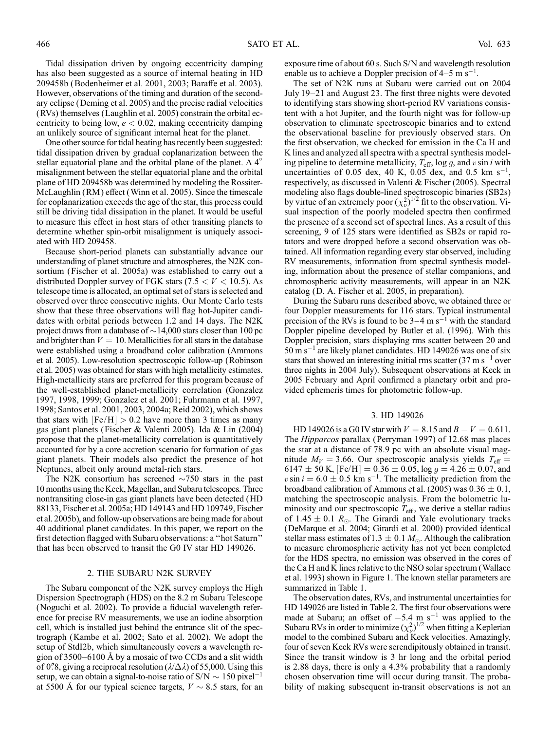Tidal dissipation driven by ongoing eccentricity damping has also been suggested as a source of internal heating in HD 209458b (Bodenheimer et al. 2001, 2003; Baraffe et al. 2003). However, observations of the timing and duration of the secondary eclipse (Deming et al. 2005) and the precise radial velocities (RVs) themselves (Laughlin et al. 2005) constrain the orbital eccentricity to being low, $e < 0.02$, making eccentricity damping an unlikely source of significant internal heat for the planet.

One other source for tidal heating has recently been suggested: tidal dissipation driven by gradual coplanarization between the stellar equatorial plane and the orbital plane of the planet. A 4° misalignment between the stellar equatorial plane and the orbital plane of HD 209458b was determined by modeling the Rossiter-McLaughlin (RM) effect (Winn et al. 2005). Since the timescale for coplanarization exceeds the age of the star, this process could still be driving tidal dissipation in the planet. It would be useful to measure this effect in host stars of other transiting planets to determine whether spin-orbit misalignment is uniquely associated with HD 209458.

Because short-period planets can substantially advance our understanding of planet structure and atmospheres, the N2K consortium (Fischer et al. 2005a) was established to carry out a distributed Doppler survey of FGK stars ($7.5 < V < 10.5$). As telescope time is allocated, an optimal set of stars is selected and observed over three consecutive nights. Our Monte Carlo tests show that these three observations will flag hot-Jupiter candidates with orbital periods between 1.2 and 14 days. The N2K project draws from a database of ~14,000 stars closer than 100 pc and brighter than $V = 10$. Metallicities for all stars in the database were established using a broadband color calibration (Ammons et al. 2005). Low-resolution spectroscopic follow-up (Robinson et al. 2005) was obtained for stars with high metallicity estimates. High-metallicity stars are preferred for this program because of the well-established planet-metallicity correlation (Gonzalez 1997, 1998, 1999; Gonzalez et al. 2001; Fuhrmann et al. 1997, 1998; Santos et al. 2001, 2003, 2004a; Reid 2002), which shows that stars with $[\mathrm{Fe/H}] > 0.2$ have more than 3 times as many gas giant planets (Fischer & Valenti 2005). Ida & Lin (2004) propose that the planet-metallicity correlation is quantitatively accounted for by a core accretion scenario for formation of gas giant planets. Their models also predict the presence of hot Neptunes, albeit only around metal-rich stars.

The N2K consortium has screened ~750 stars in the past 10 months using the Keck, Magellan, and Subaru telescopes. Three nontransiting close-in gas giant planets have been detected (HD 88133, Fischer et al. 2005a; HD 149143 and HD 109749, Fischer et al. 2005b), and follow-up observations are being made for about 40 additional planet candidates. In this paper, we report on the first detection flagged with Subaru observations: a "hot Saturn" that has been observed to transit the G0 IV star HD 149026.

## 2. THE SUBARU N2K SURVEY

The Subaru component of the N2K survey employs the High Dispersion Spectrograph (HDS) on the 8.2 m Subaru Telescope (Noguchi et al. 2002). To provide a fiducial wavelength reference for precise RV measurements, we use an iodine absorption cell, which is installed just behind the entrance slit of the spectrograph (Kambe et al. 2002; Sato et al. 2002). We adopt the setup of StdI2b, which simultaneously covers a wavelength region of 3500–6100 Å by a mosaic of two CCDs and a slit width of 0".8, giving a reciprocal resolution ($\lambda/\Delta\lambda$) of 55,000. Using this setup, we can obtain a signal-to-noise ratio of S/N ~ 150 pixel$^{-1}$ at 5500 Å for our typical science targets, $V \sim 8.5$ stars, for an exposure time of about 60 s. Such S/N and wavelength resolution enable us to achieve a Doppler precision of 4–5 m s$^{-1}$.

The set of N2K runs at Subaru were carried out on 2004 July 19–21 and August 23. The first three nights were devoted to identifying stars showing short-period RV variations consistent with a hot Jupiter, and the fourth night was for follow-up observation to eliminate spectroscopic binaries and to extend the observational baseline for previously observed stars. On the first observation, we checked for emission in the Ca H and K lines and analyzed all spectra with a spectral synthesis modeling pipeline to determine metallicity, $T_{\mathrm{eff}}$, log $g$, and $v \sin i$ with uncertainties of 0.05 dex, 40 K, 0.05 dex, and 0.5 km s$^{-1}$, respectively, as discussed in Valenti & Fischer (2005). Spectral modeling also flags double-lined spectroscopic binaries (SB2s) by virtue of an extremely poor $(\chi^2_\nu)^{1/2}$ fit to the observation. Visual inspection of the poorly modeled spectra then confirmed the presence of a second set of spectral lines. As a result of this screening, 9 of 125 stars were identified as SB2s or rapid rotators and were dropped before a second observation was obtained. All information regarding every star observed, including RV measurements, information from spectral synthesis modeling, information about the presence of stellar companions, and chromospheric activity measurements, will appear in an N2K catalog (D. A. Fischer et al. 2005, in preparation).

During the Subaru runs described above, we obtained three or four Doppler measurements for 116 stars. Typical instrumental precision of the RVs is found to be 3–4 m s$^{-1}$ with the standard Doppler pipeline developed by Butler et al. (1996). With this Doppler precision, stars displaying rms scatter between 20 and 50 m s$^{-1}$ are likely planet candidates. HD 149026 was one of six stars that showed an interesting initial rms scatter (37 m s$^{-1}$ over three nights in 2004 July). Subsequent observations at Keck in 2005 February and April confirmed a planetary orbit and provided ephemeris times for photometric follow-up.

## 3. HD 149026

HD 149026 is a G0 IV star with $V = 8.15$ and $B - V = 0.611$. The *Hipparcos* parallax (Perryman 1997) of 12.68 mas places the star at a distance of 78.9 pc with an absolute visual magnitude $M_V = 3.66$. Our spectroscopic analysis yields $T_{\mathrm{eff}} = 6147 \pm 50$ K, $[\mathrm{Fe/H}] = 0.36 \pm 0.05$, log $g = 4.26 \pm 0.07$, and $v \sin i = 6.0 \pm 0.5$ km s$^{-1}$. The metallicity prediction from the broadband calibration of Ammons et al. (2005) was $0.36 \pm 0.1$, matching the spectroscopic analysis. From the bolometric luminosity and our spectroscopic $T_{\mathrm{eff}}$, we derive a stellar radius of $1.45 \pm 0.1$ $R_\odot$. The Girardi and Yale evolutionary tracks (DeMarque et al. 2004; Girardi et al. 2000) provided identical stellar mass estimates of $1.3 \pm 0.1$ $M_\odot$. Although the calibration to measure chromospheric activity has not yet been completed for the HDS spectra, no emission was observed in the cores of the Ca H and K lines relative to the NSO solar spectrum (Wallace et al. 1993) shown in Figure 1. The known stellar parameters are summarized in Table 1.

The observation dates, RVs, and instrumental uncertainties for HD 149026 are listed in Table 2. The first four observations were made at Subaru; an offset of $-5.4$ m s$^{-1}$ was applied to the Subaru RVs in order to minimize $(\chi^2_\nu)^{1/2}$ when fitting a Keplerian model to the combined Subaru and Keck velocities. Amazingly, four of seven Keck RVs were serendipitously obtained in transit. Since the transit window is 3 hr long and the orbital period is 2.88 days, there is only a 4.3% probability that a randomly chosen observation time will occur during transit. The probability of making subsequent in-transit observations is not an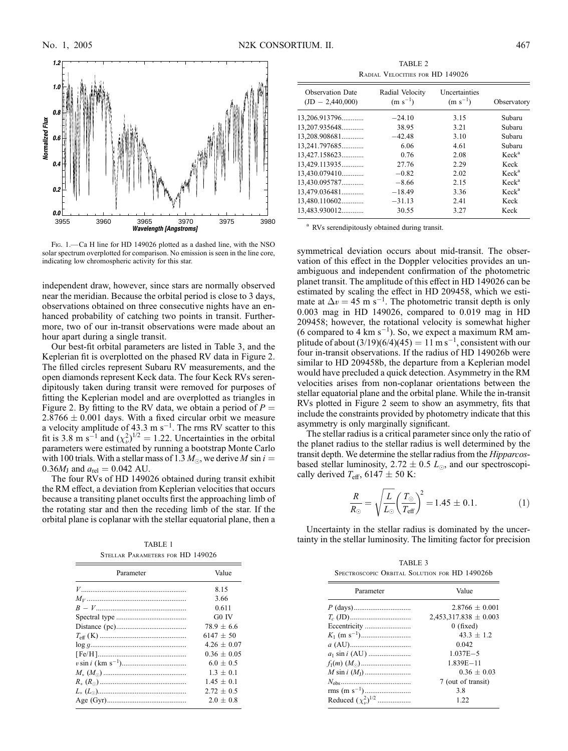FIG. 1.—Ca H line for HD 149026 plotted as a dashed line, with the NSO solar spectrum overplotted for comparison. No emission is seen in the line core, indicating low chromospheric activity for this star.

independent draw, however, since stars are normally observed near the meridian. Because the orbital period is close to 3 days, observations obtained on three consecutive nights have an enhanced probability of catching two points in transit. Furthermore, two of our in-transit observations were made about an hour apart during a single transit.

Our best-fit orbital parameters are listed in Table 3, and the Keplerian fit is overplotted on the phased RV data in Figure 2. The filled circles represent Subaru RV measurements, and the open diamonds represent Keck data. The four Keck RVs serendipitously taken during transit were removed for purposes of fitting the Keplerian model and are overplotted as triangles in Figure 2. By fitting to the RV data, we obtain a period of $P = 2.8766 \pm 0.001$ days. With a fixed circular orbit we measure a velocity amplitude of 43.3 m s$^{-1}$. The rms RV scatter to this fit is 3.8 m s$^{-1}$ and $(\chi_\nu^2)^{1/2} = 1.22$. Uncertainties in the orbital parameters were estimated by running a bootstrap Monte Carlo with 100 trials. With a stellar mass of 1.3 $M_\odot$, we derive $M \sin i = 0.36 M_J$ and $a_{rel} = 0.042$ AU.

The four RVs of HD 149026 obtained during transit exhibit the RM effect, a deviation from Keplerian velocities that occurs because a transiting planet occults first the approaching limb of the rotating star and then the receding limb of the star. If the orbital plane is coplanar with the stellar equatorial plane, then a symmetrical deviation occurs about mid-transit. The observation of this effect in the Doppler velocities provides an unambiguous and independent confirmation of the photometric planet transit. The amplitude of this effect in HD 149026 can be estimated by scaling the effect in HD 209458, which we estimate at $\Delta v = 45$ m s$^{-1}$. The photometric transit depth is only 0.003 mag in HD 149026, compared to 0.019 mag in HD 209458; however, the rotational velocity is somewhat higher (6 compared to 4 km s$^{-1}$). So, we expect a maximum RM amplitude of about $(3/19)(6/4)(45) = 11$ m s$^{-1}$, consistent with our four in-transit observations. If the radius of HD 149026b were similar to HD 209458b, the departure from a Keplerian model would have precluded a quick detection. Asymmetry in the RM velocities arises from non-coplanar orientations between the stellar equatorial plane and the orbital plane. While the in-transit RVs plotted in Figure 2 seem to show an asymmetry, fits that include the constraints provided by photometry indicate that this asymmetry is only marginally significant.

The stellar radius is a critical parameter since only the ratio of the planet radius to the stellar radius is well determined by the transit depth. We determine the stellar radius from the *Hipparcos*-based stellar luminosity, $2.72 \pm 0.5$ $L_\odot$, and our spectroscopically derived $T_{\rm eff}$, $6147 \pm 50$ K:

$$\frac{R}{R_\odot} = \sqrt{\frac{L}{L_\odot}}\left(\frac{T_\odot}{T_{\rm eff}}\right)^2 = 1.45 \pm 0.1. \quad (1)$$

Uncertainty in the stellar radius is dominated by the uncertainty in the stellar luminosity. The limiting factor for precision

TABLE 1
STELLAR PARAMETERS FOR HD 149026

| Parameter | Value |
|---|---|
| $V$ | 8.15 |
| $M_V$ | 3.66 |
| $B - V$ | 0.611 |
| Spectral type | G0 IV |
| Distance (pc) | $78.9 \pm 6.6$ |
| $T_{\rm eff}$ (K) | $6147 \pm 50$ |
| $\log g$ | $4.26 \pm 0.07$ |
| [Fe/H] | $0.36 \pm 0.05$ |
| $v \sin i$ (km s$^{-1}$) | $6.0 \pm 0.5$ |
| $M_*$ ($M_\odot$) | $1.3 \pm 0.1$ |
| $R_*$ ($R_\odot$) | $1.45 \pm 0.1$ |
| $L_*$ ($L_\odot$) | $2.72 \pm 0.5$ |
| Age (Gyr) | $2.0 \pm 0.8$ |

TABLE 2
RADIAL VELOCITIES FOR HD 149026

| Observation Date (JD − 2,440,000) | Radial Velocity (m s$^{-1}$) | Uncertainties (m s$^{-1}$) | Observatory |
|---|---|---|---|
| 13,206.913796 | −24.10 | 3.15 | Subaru |
| 13,207.935648 | 38.95 | 3.21 | Subaru |
| 13,208.908681 | −42.48 | 3.10 | Subaru |
| 13,241.797685 | 6.06 | 4.61 | Subaru |
| 13,427.158623 | 0.76 | 2.08 | Keck[a] |
| 13,429.113935 | 27.76 | 2.29 | Keck |
| 13,430.079410 | −0.82 | 2.02 | Keck[a] |
| 13,430.095787 | −8.66 | 2.15 | Keck[a] |
| 13,479.036481 | −18.49 | 3.36 | Keck[a] |
| 13,480.110602 | −31.13 | 2.41 | Keck |
| 13,483.930012 | 30.55 | 3.27 | Keck |

[a] RVs serendipitously obtained during transit.

TABLE 3
SPECTROSCOPIC ORBITAL SOLUTION FOR HD 149026b

| Parameter | Value |
|---|---|
| $P$ (days) | $2.8766 \pm 0.001$ |
| $T_c$ (JD) | $2{,}453{,}317.838 \pm 0.003$ |
| Eccentricity | 0 (fixed) |
| $K_1$ (m s$^{-1}$) | $43.3 \pm 1.2$ |
| $a$ (AU) | 0.042 |
| $a_1 \sin i$ (AU) | 1.037E−5 |
| $f_1(m)$ ($M_\odot$) | 1.839E−11 |
| $M \sin i$ ($M_J$) | $0.36 \pm 0.03$ |
| $N_{\rm obs}$ | 7 (out of transit) |
| rms (m s$^{-1}$) | 3.8 |
| Reduced $(\chi_\nu^2)^{1/2}$ | 1.22 |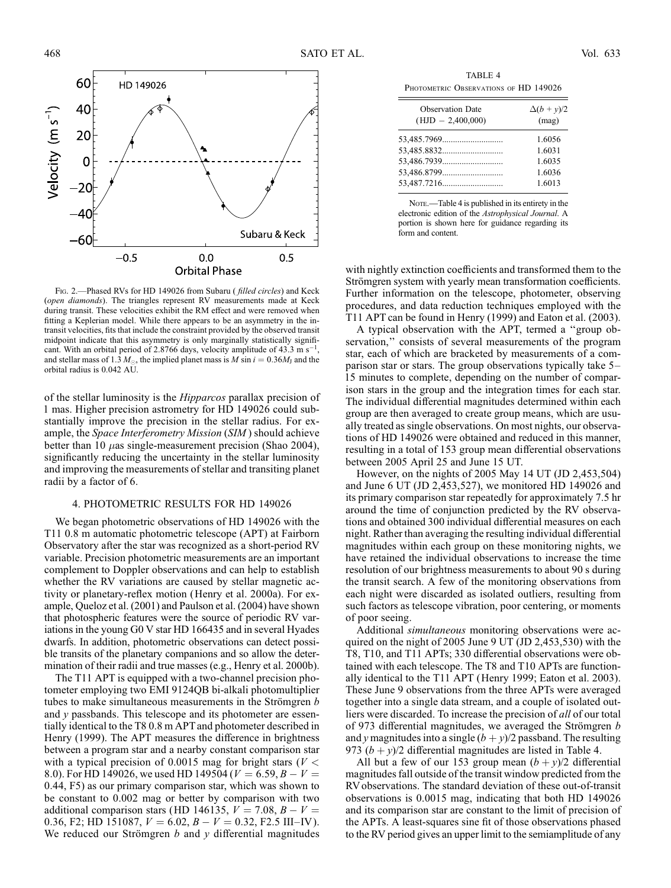Fig. 2.—Phased RVs for HD 149026 from Subaru (*filled circles*) and Keck (*open diamonds*). The triangles represent RV measurements made at Keck during transit. These velocities exhibit the RM effect and were removed when fitting a Keplerian model. While there appears to be an asymmetry in the in-transit velocities, fits that include the constraint provided by the observed transit midpoint indicate that this asymmetry is only marginally statistically significant. With an orbital period of 2.8766 days, velocity amplitude of 43.3 m $s^{-1}$, and stellar mass of 1.3 $M_{\odot}$, the implied planet mass is $M \sin i = 0.36 M_J$ and the orbital radius is 0.042 AU.

of the stellar luminosity is the *Hipparcos* parallax precision of 1 mas. Higher precision astrometry for HD 149026 could substantially improve the precision in the stellar radius. For example, the *Space Interferometry Mission* (*SIM*) should achieve better than 10 $\mu$as single-measurement precision (Shao 2004), significantly reducing the uncertainty in the stellar luminosity and improving the measurements of stellar and transiting planet radii by a factor of 6.

## 4. PHOTOMETRIC RESULTS FOR HD 149026

We began photometric observations of HD 149026 with the T11 0.8 m automatic photometric telescope (APT) at Fairborn Observatory after the star was recognized as a short-period RV variable. Precision photometric measurements are an important complement to Doppler observations and can help to establish whether the RV variations are caused by stellar magnetic activity or planetary-reflex motion (Henry et al. 2000a). For example, Queloz et al. (2001) and Paulson et al. (2004) have shown that photospheric features were the source of periodic RV variations in the young G0 V star HD 166435 and in several Hyades dwarfs. In addition, photometric observations can detect possible transits of the planetary companions and so allow the determination of their radii and true masses (e.g., Henry et al. 2000b).

The T11 APT is equipped with a two-channel precision photometer employing two EMI 9124QB bi-alkali photomultiplier tubes to make simultaneous measurements in the Strömgren *b* and *y* passbands. This telescope and its photometer are essentially identical to the T8 0.8 m APT and photometer described in Henry (1999). The APT measures the difference in brightness between a program star and a nearby constant comparison star with a typical precision of 0.0015 mag for bright stars ($V <$ 8.0). For HD 149026, we used HD 149504 ($V = 6.59$, $B - V =$ 0.44, F5) as our primary comparison star, which was shown to be constant to 0.002 mag or better by comparison with two additional comparison stars (HD 146135, $V = 7.08$, $B - V =$ 0.36, F2; HD 151087, $V = 6.02$, $B - V = 0.32$, F2.5 III–IV). We reduced our Strömgren *b* and *y* differential magnitudes with nightly extinction coefficients and transformed them to the Strömgren system with yearly mean transformation coefficients. Further information on the telescope, photometer, observing procedures, and data reduction techniques employed with the T11 APT can be found in Henry (1999) and Eaton et al. (2003).

TABLE 4
Photometric Observations of HD 149026

| Observation Date (HJD − 2,400,000) | $\Delta(b+y)/2$ (mag) |
|---|---|
| 53,485.7969 | 1.6056 |
| 53,485.8832 | 1.6031 |
| 53,486.7939 | 1.6035 |
| 53,486.8799 | 1.6036 |
| 53,487.7216 | 1.6013 |

Note.—Table 4 is published in its entirety in the electronic edition of the *Astrophysical Journal*. A portion is shown here for guidance regarding its form and content.

A typical observation with the APT, termed a "group observation," consists of several measurements of the program star, each of which are bracketed by measurements of a comparison star or stars. The group observations typically take 5–15 minutes to complete, depending on the number of comparison stars in the group and the integration times for each star. The individual differential magnitudes determined within each group are then averaged to create group means, which are usually treated as single observations. On most nights, our observations of HD 149026 were obtained and reduced in this manner, resulting in a total of 153 group mean differential observations between 2005 April 25 and June 15 UT.

However, on the nights of 2005 May 14 UT (JD 2,453,504) and June 6 UT (JD 2,453,527), we monitored HD 149026 and its primary comparison star repeatedly for approximately 7.5 hr around the time of conjunction predicted by the RV observations and obtained 300 individual differential measures on each night. Rather than averaging the resulting individual differential magnitudes within each group on these monitoring nights, we have retained the individual observations to increase the time resolution of our brightness measurements to about 90 s during the transit search. A few of the monitoring observations from each night were discarded as isolated outliers, resulting from such factors as telescope vibration, poor centering, or moments of poor seeing.

Additional *simultaneous* monitoring observations were acquired on the night of 2005 June 9 UT (JD 2,453,530) with the T8, T10, and T11 APTs; 330 differential observations were obtained with each telescope. The T8 and T10 APTs are functionally identical to the T11 APT (Henry 1999; Eaton et al. 2003). These June 9 observations from the three APTs were averaged together into a single data stream, and a couple of isolated outliers were discarded. To increase the precision of *all* of our total of 973 differential magnitudes, we averaged the Strömgren *b* and *y* magnitudes into a single $(b + y)/2$ passband. The resulting 973 $(b + y)/2$ differential magnitudes are listed in Table 4.

All but a few of our 153 group mean $(b + y)/2$ differential magnitudes fall outside of the transit window predicted from the RV observations. The standard deviation of these out-of-transit observations is 0.0015 mag, indicating that both HD 149026 and its comparison star are constant to the limit of precision of the APTs. A least-squares sine fit of those observations phased to the RV period gives an upper limit to the semiamplitude of any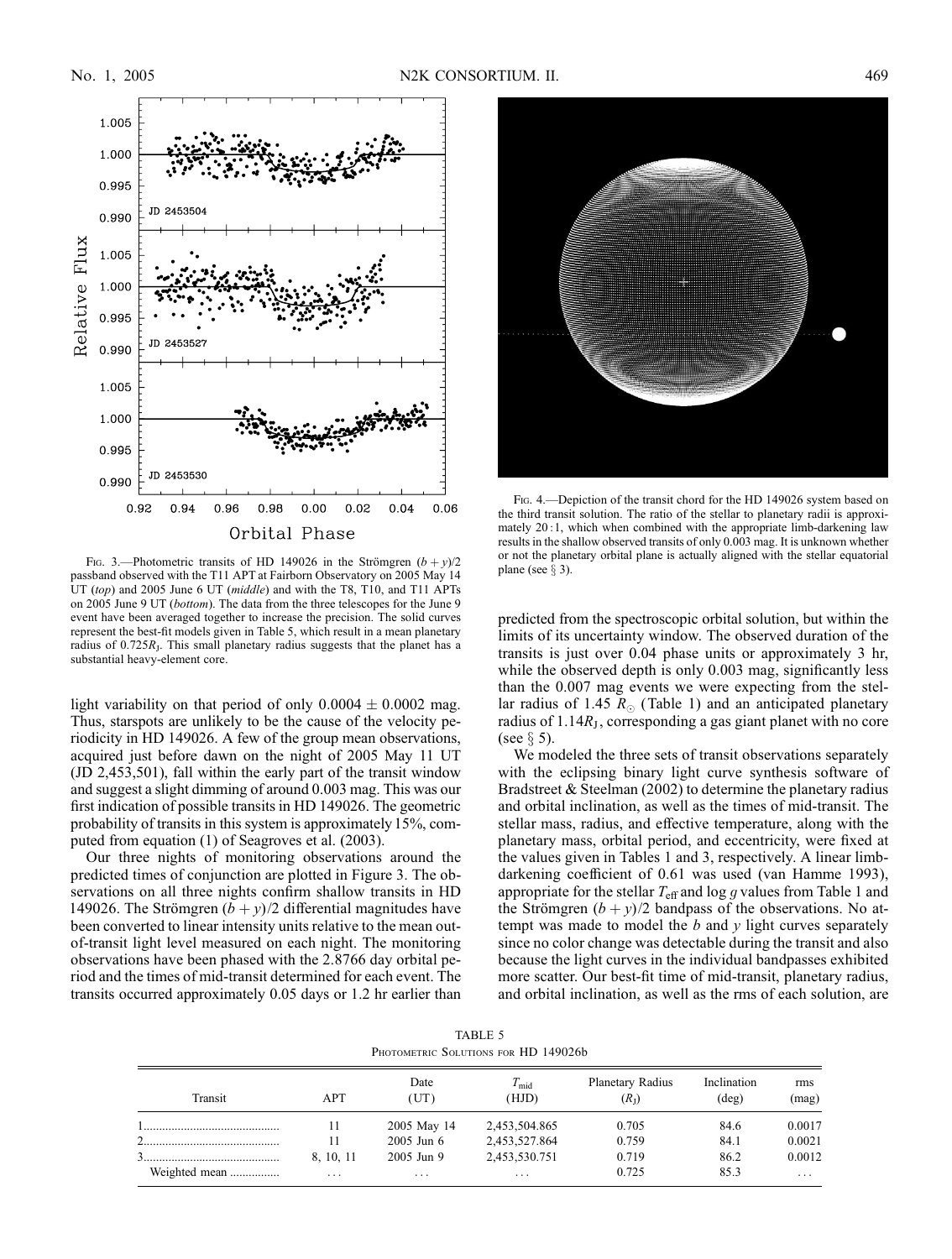Fig. 3.—Photometric transits of HD 149026 in the Strömgren $(b + y)/2$ passband observed with the T11 APT at Fairborn Observatory on 2005 May 14 UT (*top*) and 2005 June 6 UT (*middle*) and with the T8, T10, and T11 APTs on 2005 June 9 UT (*bottom*). The data from the three telescopes for the June 9 event have been averaged together to increase the precision. The solid curves represent the best-fit models given in Table 5, which result in a mean planetary radius of $0.725 R_J$. This small planetary radius suggests that the planet has a substantial heavy-element core.

Fig. 4.—Depiction of the transit chord for the HD 149026 system based on the third transit solution. The ratio of the stellar to planetary radii is approximately 20 : 1, which when combined with the appropriate limb-darkening law results in the shallow observed transits of only 0.003 mag. It is unknown whether or not the planetary orbital plane is actually aligned with the stellar equatorial plane (see § 3).

light variability on that period of only $0.0004 \pm 0.0002$ mag. Thus, starspots are unlikely to be the cause of the velocity periodicity in HD 149026. A few of the group mean observations, acquired just before dawn on the night of 2005 May 11 UT (JD 2,453,501), fall within the early part of the transit window and suggest a slight dimming of around 0.003 mag. This was our first indication of possible transits in HD 149026. The geometric probability of transits in this system is approximately 15%, computed from equation (1) of Seagroves et al. (2003).

Our three nights of monitoring observations around the predicted times of conjunction are plotted in Figure 3. The observations on all three nights confirm shallow transits in HD 149026. The Strömgren $(b + y)/2$ differential magnitudes have been converted to linear intensity units relative to the mean out-of-transit light level measured on each night. The monitoring observations have been phased with the 2.8766 day orbital period and the times of mid-transit determined for each event. The transits occurred approximately 0.05 days or 1.2 hr earlier than predicted from the spectroscopic orbital solution, but within the limits of its uncertainty window. The observed duration of the transits is just over 0.04 phase units or approximately 3 hr, while the observed depth is only 0.003 mag, significantly less than the 0.007 mag events we were expecting from the stellar radius of 1.45 $R_\odot$ (Table 1) and an anticipated planetary radius of $1.14 R_J$, corresponding a gas giant planet with no core (see § 5).

We modeled the three sets of transit observations separately with the eclipsing binary light curve synthesis software of Bradstreet & Steelman (2002) to determine the planetary radius and orbital inclination, as well as the times of mid-transit. The stellar mass, radius, and effective temperature, along with the planetary mass, orbital period, and eccentricity, were fixed at the values given in Tables 1 and 3, respectively. A linear limb-darkening coefficient of 0.61 was used (van Hamme 1993), appropriate for the stellar $T_{\rm eff}$ and log $g$ values from Table 1 and the Strömgren $(b + y)/2$ bandpass of the observations. No attempt was made to model the $b$ and $y$ light curves separately since no color change was detectable during the transit and also because the light curves in the individual bandpasses exhibited more scatter. Our best-fit time of mid-transit, planetary radius, and orbital inclination, as well as the rms of each solution, are

TABLE 5

Photometric Solutions for HD 149026b

| Transit | APT | Date (UT) | $T_{\rm mid}$ (HJD) | Planetary Radius ($R_J$) | Inclination (deg) | rms (mag) |
|---|---|---|---|---|---|---|
| 1 | 11 | 2005 May 14 | 2,453,504.865 | 0.705 | 84.6 | 0.0017 |
| 2 | 11 | 2005 Jun 6 | 2,453,527.864 | 0.759 | 84.1 | 0.0021 |
| 3 | 8, 10, 11 | 2005 Jun 9 | 2,453,530.751 | 0.719 | 86.2 | 0.0012 |
| Weighted mean | ... | ... | ... | 0.725 | 85.3 | ... |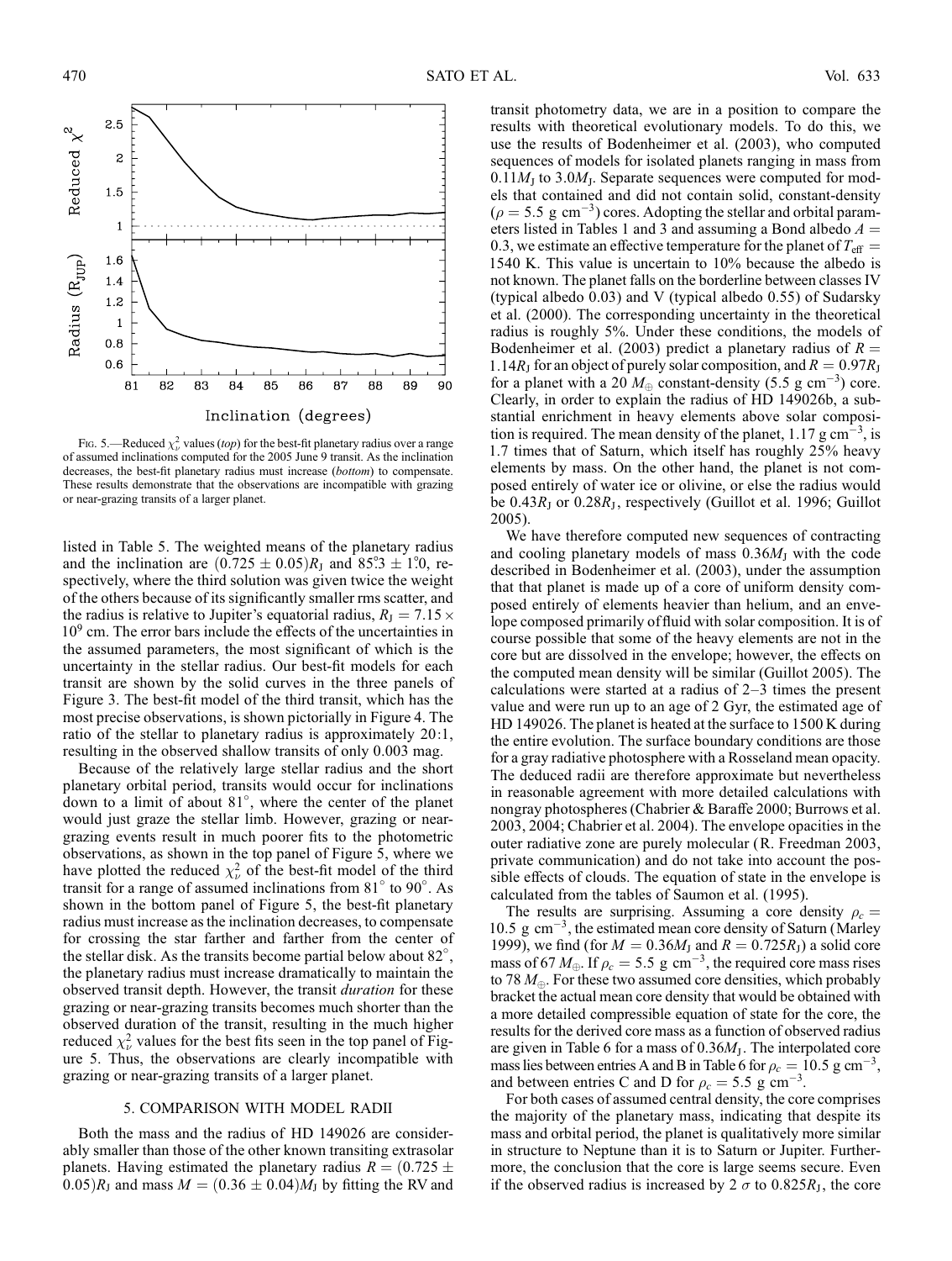Fig. 5.—Reduced $\chi^2_\nu$ values (*top*) for the best-fit planetary radius over a range of assumed inclinations computed for the 2005 June 9 transit. As the inclination decreases, the best-fit planetary radius must increase (*bottom*) to compensate. These results demonstrate that the observations are incompatible with grazing or near-grazing transits of a larger planet.

listed in Table 5. The weighted means of the planetary radius and the inclination are $(0.725 \pm 0.05)R_\mathrm{J}$ and $85.3° \pm 1.0°$, respectively, where the third solution was given twice the weight of the others because of its significantly smaller rms scatter, and the radius is relative to Jupiter's equatorial radius, $R_\mathrm{J} = 7.15 \times 10^9$ cm. The error bars include the effects of the uncertainties in the assumed parameters, the most significant of which is the uncertainty in the stellar radius. Our best-fit models for each transit are shown by the solid curves in the three panels of Figure 3. The best-fit model of the third transit, which has the most precise observations, is shown pictorially in Figure 4. The ratio of the stellar to planetary radius is approximately 20:1, resulting in the observed shallow transits of only 0.003 mag.

Because of the relatively large stellar radius and the short planetary orbital period, transits would occur for inclinations down to a limit of about 81°, where the center of the planet would just graze the stellar limb. However, grazing or near-grazing events result in much poorer fits to the photometric observations, as shown in the top panel of Figure 5, where we have plotted the reduced $\chi^2_\nu$ of the best-fit model of the third transit for a range of assumed inclinations from 81° to 90°. As shown in the bottom panel of Figure 5, the best-fit planetary radius must increase as the inclination decreases, to compensate for crossing the star farther and farther from the center of the stellar disk. As the transits become partial below about 82°, the planetary radius must increase dramatically to maintain the observed transit depth. However, the transit *duration* for these grazing or near-grazing transits becomes much shorter than the observed duration of the transit, resulting in the much higher reduced $\chi^2_\nu$ values for the best fits seen in the top panel of Figure 5. Thus, the observations are clearly incompatible with grazing or near-grazing transits of a larger planet.

## 5. COMPARISON WITH MODEL RADII

Both the mass and the radius of HD 149026 are considerably smaller than those of the other known transiting extrasolar planets. Having estimated the planetary radius $R = (0.725 \pm 0.05)R_\mathrm{J}$ and mass $M = (0.36 \pm 0.04)M_\mathrm{J}$ by fitting the RV and transit photometry data, we are in a position to compare the results with theoretical evolutionary models. To do this, we use the results of Bodenheimer et al. (2003), who computed sequences of models for isolated planets ranging in mass from $0.11M_\mathrm{J}$ to $3.0M_\mathrm{J}$. Separate sequences were computed for models that contained and did not contain solid, constant-density ($\rho = 5.5$ g cm$^{-3}$) cores. Adopting the stellar and orbital parameters listed in Tables 1 and 3 and assuming a Bond albedo $A = 0.3$, we estimate an effective temperature for the planet of $T_\mathrm{eff} = 1540$ K. This value is uncertain to 10% because the albedo is not known. The planet falls on the borderline between classes IV (typical albedo 0.03) and V (typical albedo 0.55) of Sudarsky et al. (2000). The corresponding uncertainty in the theoretical radius is roughly 5%. Under these conditions, the models of Bodenheimer et al. (2003) predict a planetary radius of $R = 1.14R_\mathrm{J}$ for an object of purely solar composition, and $R = 0.97R_\mathrm{J}$ for a planet with a 20 $M_\oplus$ constant-density (5.5 g cm$^{-3}$) core. Clearly, in order to explain the radius of HD 149026b, a substantial enrichment in heavy elements above solar composition is required. The mean density of the planet, 1.17 g cm$^{-3}$, is 1.7 times that of Saturn, which itself has roughly 25% heavy elements by mass. On the other hand, the planet is not composed entirely of water ice or olivine, or else the radius would be $0.43R_\mathrm{J}$ or $0.28R_\mathrm{J}$, respectively (Guillot et al. 1996; Guillot 2005).

We have therefore computed new sequences of contracting and cooling planetary models of mass $0.36M_\mathrm{J}$ with the code described in Bodenheimer et al. (2003), under the assumption that that planet is made up of a core of uniform density composed entirely of elements heavier than helium, and an envelope composed primarily of fluid with solar composition. It is of course possible that some of the heavy elements are not in the core but are dissolved in the envelope; however, the effects on the computed mean density will be similar (Guillot 2005). The calculations were started at a radius of 2–3 times the present value and were run up to an age of 2 Gyr, the estimated age of HD 149026. The planet is heated at the surface to 1500 K during the entire evolution. The surface boundary conditions are those for a gray radiative photosphere with a Rosseland mean opacity. The deduced radii are therefore approximate but nevertheless in reasonable agreement with more detailed calculations with nongray photospheres (Chabrier & Baraffe 2000; Burrows et al. 2003, 2004; Chabrier et al. 2004). The envelope opacities in the outer radiative zone are purely molecular (R. Freedman 2003, private communication) and do not take into account the possible effects of clouds. The equation of state in the envelope is calculated from the tables of Saumon et al. (1995).

The results are surprising. Assuming a core density $\rho_c = 10.5$ g cm$^{-3}$, the estimated mean core density of Saturn (Marley 1999), we find (for $M = 0.36M_\mathrm{J}$ and $R = 0.725R_\mathrm{J}$) a solid core mass of 67 $M_\oplus$. If $\rho_c = 5.5$ g cm$^{-3}$, the required core mass rises to 78 $M_\oplus$. For these two assumed core densities, which probably bracket the actual mean core density that would be obtained with a more detailed compressible equation of state for the core, the results for the derived core mass as a function of observed radius are given in Table 6 for a mass of $0.36M_\mathrm{J}$. The interpolated core mass lies between entries A and B in Table 6 for $\rho_c = 10.5$ g cm$^{-3}$, and between entries C and D for $\rho_c = 5.5$ g cm$^{-3}$.

For both cases of assumed central density, the core comprises the majority of the planetary mass, indicating that despite its mass and orbital period, the planet is qualitatively more similar in structure to Neptune than it is to Saturn or Jupiter. Furthermore, the conclusion that the core is large seems secure. Even if the observed radius is increased by 2 $\sigma$ to $0.825R_\mathrm{J}$, the core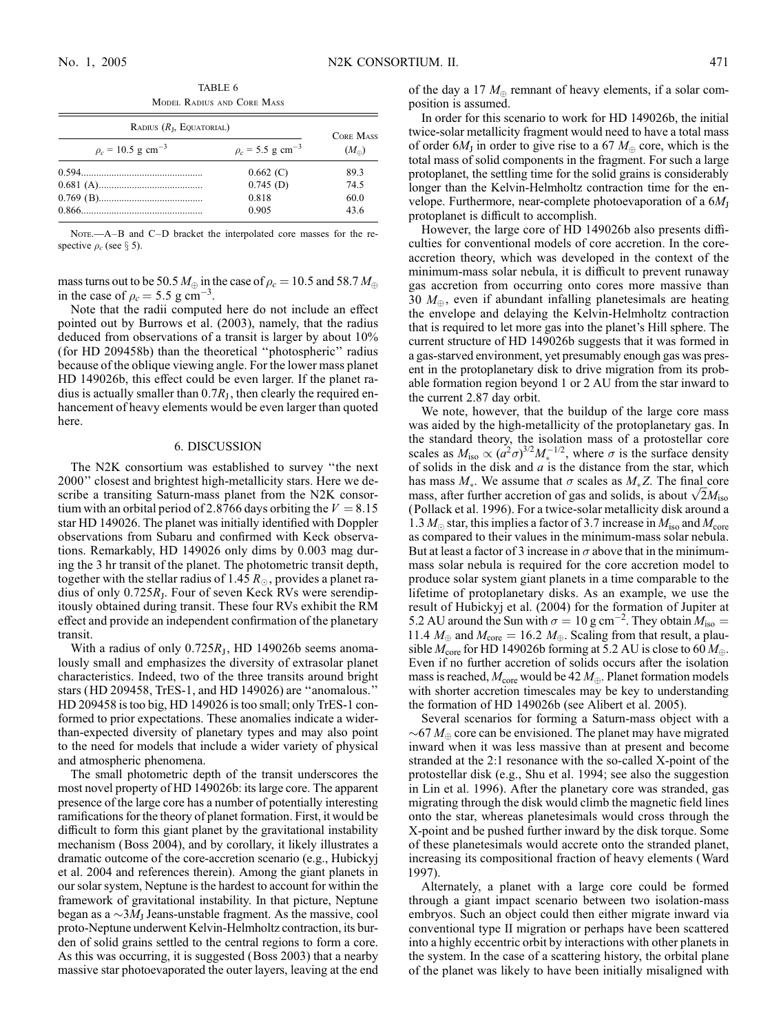TABLE 6

MODEL RADIUS AND CORE MASS

| RADIUS ($R_J$, EQUATORIAL) | | CORE MASS |
|---|---|---|
| $\rho_c = 10.5$ g cm$^{-3}$ | $\rho_c = 5.5$ g cm$^{-3}$ | ($M_\oplus$) |
| 0.594 | 0.662 (C) | 89.3 |
| 0.681 (A) | 0.745 (D) | 74.5 |
| 0.769 (B) | 0.818 | 60.0 |
| 0.866 | 0.905 | 43.6 |

NOTE.—A–B and C–D bracket the interpolated core masses for the respective $\rho_c$ (see § 5).

mass turns out to be 50.5 $M_\oplus$ in the case of $\rho_c = 10.5$ and 58.7 $M_\oplus$ in the case of $\rho_c = 5.5$ g cm$^{-3}$.

Note that the radii computed here do not include an effect pointed out by Burrows et al. (2003), namely, that the radius deduced from observations of a transit is larger by about 10% (for HD 209458b) than the theoretical "photospheric" radius because of the oblique viewing angle. For the lower mass planet HD 149026b, this effect could be even larger. If the planet radius is actually smaller than $0.7R_J$, then clearly the required enhancement of heavy elements would be even larger than quoted here.

## 6. DISCUSSION

The N2K consortium was established to survey "the next 2000" closest and brightest high-metallicity stars. Here we describe a transiting Saturn-mass planet from the N2K consortium with an orbital period of 2.8766 days orbiting the $V = 8.15$ star HD 149026. The planet was initially identified with Doppler observations from Subaru and confirmed with Keck observations. Remarkably, HD 149026 only dims by 0.003 mag during the 3 hr transit of the planet. The photometric transit depth, together with the stellar radius of 1.45 $R_\odot$, provides a planet radius of only $0.725R_J$. Four of seven Keck RVs were serendipitously obtained during transit. These four RVs exhibit the RM effect and provide an independent confirmation of the planetary transit.

With a radius of only $0.725R_J$, HD 149026b seems anomalously small and emphasizes the diversity of extrasolar planet characteristics. Indeed, two of the three transits around bright stars (HD 209458, TrES-1, and HD 149026) are "anomalous." HD 209458 is too big, HD 149026 is too small; only TrES-1 conformed to prior expectations. These anomalies indicate a wider-than-expected diversity of planetary types and may also point to the need for models that include a wider variety of physical and atmospheric phenomena.

The small photometric depth of the transit underscores the most novel property of HD 149026b: its large core. The apparent presence of the large core has a number of potentially interesting ramifications for the theory of planet formation. First, it would be difficult to form this giant planet by the gravitational instability mechanism (Boss 2004), and by corollary, it likely illustrates a dramatic outcome of the core-accretion scenario (e.g., Hubickyj et al. 2004 and references therein). Among the giant planets in our solar system, Neptune is the hardest to account for within the framework of gravitational instability. In that picture, Neptune began as a $\sim 3M_J$ Jeans-unstable fragment. As the massive, cool proto-Neptune underwent Kelvin-Helmholtz contraction, its burden of solid grains settled to the central regions to form a core. As this was occurring, it is suggested (Boss 2003) that a nearby massive star photoevaporated the outer layers, leaving at the end of the day a 17 $M_\oplus$ remnant of heavy elements, if a solar composition is assumed.

In order for this scenario to work for HD 149026b, the initial twice-solar metallicity fragment would need to have a total mass of order $6M_J$ in order to give rise to a 67 $M_\oplus$ core, which is the total mass of solid components in the fragment. For such a large protoplanet, the settling time for the solid grains is considerably longer than the Kelvin-Helmholtz contraction time for the envelope. Furthermore, near-complete photoevaporation of a $6M_J$ protoplanet is difficult to accomplish.

However, the large core of HD 149026b also presents difficulties for conventional models of core accretion. In the core-accretion theory, which was developed in the context of the minimum-mass solar nebula, it is difficult to prevent runaway gas accretion from occurring onto cores more massive than 30 $M_\oplus$, even if abundant infalling planetesimals are heating the envelope and delaying the Kelvin-Helmholtz contraction that is required to let more gas into the planet's Hill sphere. The current structure of HD 149026b suggests that it was formed in a gas-starved environment, yet presumably enough gas was present in the protoplanetary disk to drive migration from its probable formation region beyond 1 or 2 AU from the star inward to the current 2.87 day orbit.

We note, however, that the buildup of the large core mass was aided by the high-metallicity of the protoplanetary gas. In the standard theory, the isolation mass of a protostellar core scales as $M_{\rm iso} \propto (a^2\sigma)^{3/2} M_*^{-1/2}$, where $\sigma$ is the surface density of solids in the disk and $a$ is the distance from the star, which has mass $M_*$. We assume that $\sigma$ scales as $M_* Z$. The final core mass, after further accretion of gas and solids, is about $\sqrt{2}M_{\rm iso}$ (Pollack et al. 1996). For a twice-solar metallicity disk around a 1.3 $M_\odot$ star, this implies a factor of 3.7 increase in $M_{\rm iso}$ and $M_{\rm core}$ as compared to their values in the minimum-mass solar nebula. But at least a factor of 3 increase in $\sigma$ above that in the minimum-mass solar nebula is required for the core accretion model to produce solar system giant planets in a time comparable to the lifetime of protoplanetary disks. As an example, we use the result of Hubickyj et al. (2004) for the formation of Jupiter at 5.2 AU around the Sun with $\sigma = 10$ g cm$^{-2}$. They obtain $M_{\rm iso} =$ 11.4 $M_\oplus$ and $M_{\rm core} = 16.2$ $M_\oplus$. Scaling from that result, a plausible $M_{\rm core}$ for HD 149026b forming at 5.2 AU is close to 60 $M_\oplus$. Even if no further accretion of solids occurs after the isolation mass is reached, $M_{\rm core}$ would be 42 $M_\oplus$. Planet formation models with shorter accretion timescales may be key to understanding the formation of HD 149026b (see Alibert et al. 2005).

Several scenarios for forming a Saturn-mass object with a $\sim$67 $M_\oplus$ core can be envisioned. The planet may have migrated inward when it was less massive than at present and become stranded at the 2:1 resonance with the so-called X-point of the protostellar disk (e.g., Shu et al. 1994; see also the suggestion in Lin et al. 1996). After the planetary core was stranded, gas migrating through the disk would climb the magnetic field lines onto the star, whereas planetesimals would cross through the X-point and be pushed further inward by the disk torque. Some of these planetesimals would accrete onto the stranded planet, increasing its compositional fraction of heavy elements (Ward 1997).

Alternately, a planet with a large core could be formed through a giant impact scenario between two isolation-mass embryos. Such an object could then either migrate inward via conventional type II migration or perhaps have been scattered into a highly eccentric orbit by interactions with other planets in the system. In the case of a scattering history, the orbital plane of the planet was likely to have been initially misaligned with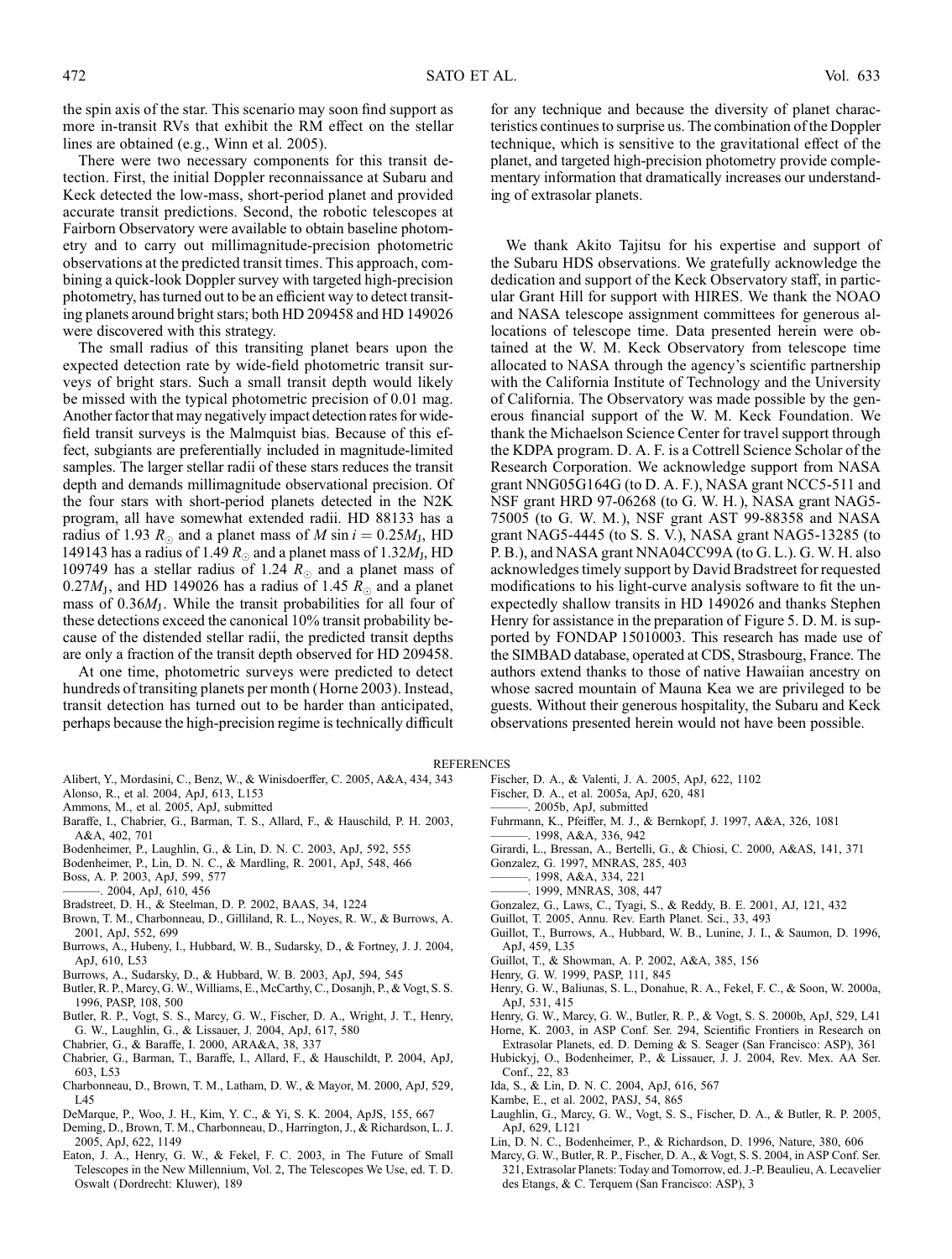the spin axis of the star. This scenario may soon find support as more in-transit RVs that exhibit the RM effect on the stellar lines are obtained (e.g., Winn et al. 2005).

There were two necessary components for this transit detection. First, the initial Doppler reconnaissance at Subaru and Keck detected the low-mass, short-period planet and provided accurate transit predictions. Second, the robotic telescopes at Fairborn Observatory were available to obtain baseline photometry and to carry out millimagnitude-precision photometric observations at the predicted transit times. This approach, combining a quick-look Doppler survey with targeted high-precision photometry, has turned out to be an efficient way to detect transiting planets around bright stars; both HD 209458 and HD 149026 were discovered with this strategy.

The small radius of this transiting planet bears upon the expected detection rate by wide-field photometric transit surveys of bright stars. Such a small transit depth would likely be missed with the typical photometric precision of 0.01 mag. Another factor that may negatively impact detection rates for wide-field transit surveys is the Malmquist bias. Because of this effect, subgiants are preferentially included in magnitude-limited samples. The larger stellar radii of these stars reduces the transit depth and demands millimagnitude observational precision. Of the four stars with short-period planets detected in the N2K program, all have somewhat extended radii. HD 88133 has a radius of 1.93 $R_\odot$ and a planet mass of $M \sin i = 0.25 M_J$, HD 149143 has a radius of 1.49 $R_\odot$ and a planet mass of $1.32 M_J$, HD 109749 has a stellar radius of 1.24 $R_\odot$ and a planet mass of $0.27 M_J$, and HD 149026 has a radius of 1.45 $R_\odot$ and a planet mass of $0.36 M_J$. While the transit probabilities for all four of these detections exceed the canonical 10% transit probability because of the distended stellar radii, the predicted transit depths are only a fraction of the transit depth observed for HD 209458.

At one time, photometric surveys were predicted to detect hundreds of transiting planets per month (Horne 2003). Instead, transit detection has turned out to be harder than anticipated, perhaps because the high-precision regime is technically difficult for any technique and because the diversity of planet characteristics continues to surprise us. The combination of the Doppler technique, which is sensitive to the gravitational effect of the planet, and targeted high-precision photometry provide complementary information that dramatically increases our understanding of extrasolar planets.

We thank Akito Tajitsu for his expertise and support of the Subaru HDS observations. We gratefully acknowledge the dedication and support of the Keck Observatory staff, in particular Grant Hill for support with HIRES. We thank the NOAO and NASA telescope assignment committees for generous allocations of telescope time. Data presented herein were obtained at the W. M. Keck Observatory from telescope time allocated to NASA through the agency's scientific partnership with the California Institute of Technology and the University of California. The Observatory was made possible by the generous financial support of the W. M. Keck Foundation. We thank the Michaelson Science Center for travel support through the KDPA program. D. A. F. is a Cottrell Science Scholar of the Research Corporation. We acknowledge support from NASA grant NNG05G164G (to D. A. F.), NASA grant NCC5-511 and NSF grant HRD 97-06268 (to G. W. H.), NASA grant NAG5-75005 (to G. W. M.), NSF grant AST 99-88358 and NASA grant NAG5-4445 (to S. S. V.), NASA grant NAG5-13285 (to P. B.), and NASA grant NNA04CC99A (to G. L.). G. W. H. also acknowledges timely support by David Bradstreet for requested modifications to his light-curve analysis software to fit the unexpectedly shallow transits in HD 149026 and thanks Stephen Henry for assistance in the preparation of Figure 5. D. M. is supported by FONDAP 15010003. This research has made use of the SIMBAD database, operated at CDS, Strasbourg, France. The authors extend thanks to those of native Hawaiian ancestry on whose sacred mountain of Mauna Kea we are privileged to be guests. Without their generous hospitality, the Subaru and Keck observations presented herein would not have been possible.

## REFERENCES

Alibert, Y., Mordasini, C., Benz, W., & Winisdoerffer, C. 2005, A&A, 434, 343
Alonso, R., et al. 2004, ApJ, 613, L153
Ammons, M., et al. 2005, ApJ, submitted
Baraffe, I., Chabrier, G., Barman, T. S., Allard, F., & Hauschild, P. H. 2003, A&A, 402, 701
Bodenheimer, P., Laughlin, G., & Lin, D. N. C. 2003, ApJ, 592, 555
Bodenheimer, P., Lin, D. N. C., & Mardling, R. 2001, ApJ, 548, 466
Boss, A. P. 2003, ApJ, 599, 577
———. 2004, ApJ, 610, 456
Bradstreet, D. H., & Steelman, D. P. 2002, BAAS, 34, 1224
Brown, T. M., Charbonneau, D., Gilliland, R. L., Noyes, R. W., & Burrows, A. 2001, ApJ, 552, 699
Burrows, A., Hubeny, I., Hubbard, W. B., Sudarsky, D., & Fortney, J. J. 2004, ApJ, 610, L53
Burrows, A., Sudarsky, D., & Hubbard, W. B. 2003, ApJ, 594, 545
Butler, R. P., Marcy, G. W., Williams, E., McCarthy, C., Dosanjh, P., & Vogt, S. S. 1996, PASP, 108, 500
Butler, R. P., Vogt, S. S., Marcy, G. W., Fischer, D. A., Wright, J. T., Henry, G. W., Laughlin, G., & Lissauer, J. 2004, ApJ, 617, 580
Chabrier, G., & Baraffe, I. 2000, ARA&A, 38, 337
Chabrier, G., Barman, T., Baraffe, I., Allard, F., & Hauschildt, P. 2004, ApJ, 603, L53
Charbonneau, D., Brown, T. M., Latham, D. W., & Mayor, M. 2000, ApJ, 529, L45
DeMarque, P., Woo, J. H., Kim, Y. C., & Yi, S. K. 2004, ApJS, 155, 667
Deming, D., Brown, T. M., Charbonneau, D., Harrington, J., & Richardson, L. J. 2005, ApJ, 622, 1149
Eaton, J. A., Henry, G. W., & Fekel, F. C. 2003, in The Future of Small Telescopes in the New Millennium, Vol. 2, The Telescopes We Use, ed. T. D. Oswalt (Dordrecht: Kluwer), 189
Fischer, D. A., & Valenti, J. A. 2005, ApJ, 622, 1102
Fischer, D. A., et al. 2005a, ApJ, 620, 481
———. 2005b, ApJ, submitted
Fuhrmann, K., Pfeiffer, M. J., & Bernkopf, J. 1997, A&A, 326, 1081
———. 1998, A&A, 336, 942
Girardi, L., Bressan, A., Bertelli, G., & Chiosi, C. 2000, A&AS, 141, 371
Gonzalez, G. 1997, MNRAS, 285, 403
———. 1998, A&A, 334, 221
———. 1999, MNRAS, 308, 447
Gonzalez, G., Laws, C., Tyagi, S., & Reddy, B. E. 2001, AJ, 121, 432
Guillot, T. 2005, Annu. Rev. Earth Planet. Sci., 33, 493
Guillot, T., Burrows, A., Hubbard, W. B., Lunine, J. I., & Saumon, D. 1996, ApJ, 459, L35
Guillot, T., & Showman, A. P. 2002, A&A, 385, 156
Henry, G. W. 1999, PASP, 111, 845
Henry, G. W., Baliunas, S. L., Donahue, R. A., Fekel, F. C., & Soon, W. 2000a, ApJ, 531, 415
Henry, G. W., Marcy, G. W., Butler, R. P., & Vogt, S. S. 2000b, ApJ, 529, L41
Horne, K. 2003, in ASP Conf. Ser. 294, Scientific Frontiers in Research on Extrasolar Planets, ed. D. Deming & S. Seager (San Francisco: ASP), 361
Hubickyj, O., Bodenheimer, P., & Lissauer, J. J. 2004, Rev. Mex. AA Ser. Conf., 22, 83
Ida, S., & Lin, D. N. C. 2004, ApJ, 616, 567
Kambe, E., et al. 2002, PASJ, 54, 865
Laughlin, G., Marcy, G. W., Vogt, S. S., Fischer, D. A., & Butler, R. P. 2005, ApJ, 629, L121
Lin, D. N. C., Bodenheimer, P., & Richardson, D. 1996, Nature, 380, 606
Marcy, G. W., Butler, R. P., Fischer, D. A., & Vogt, S. S. 2004, in ASP Conf. Ser. 321, Extrasolar Planets: Today and Tomorrow, ed. J.-P. Beaulieu, A. Lecavelier des Etangs, & C. Terquem (San Francisco: ASP), 3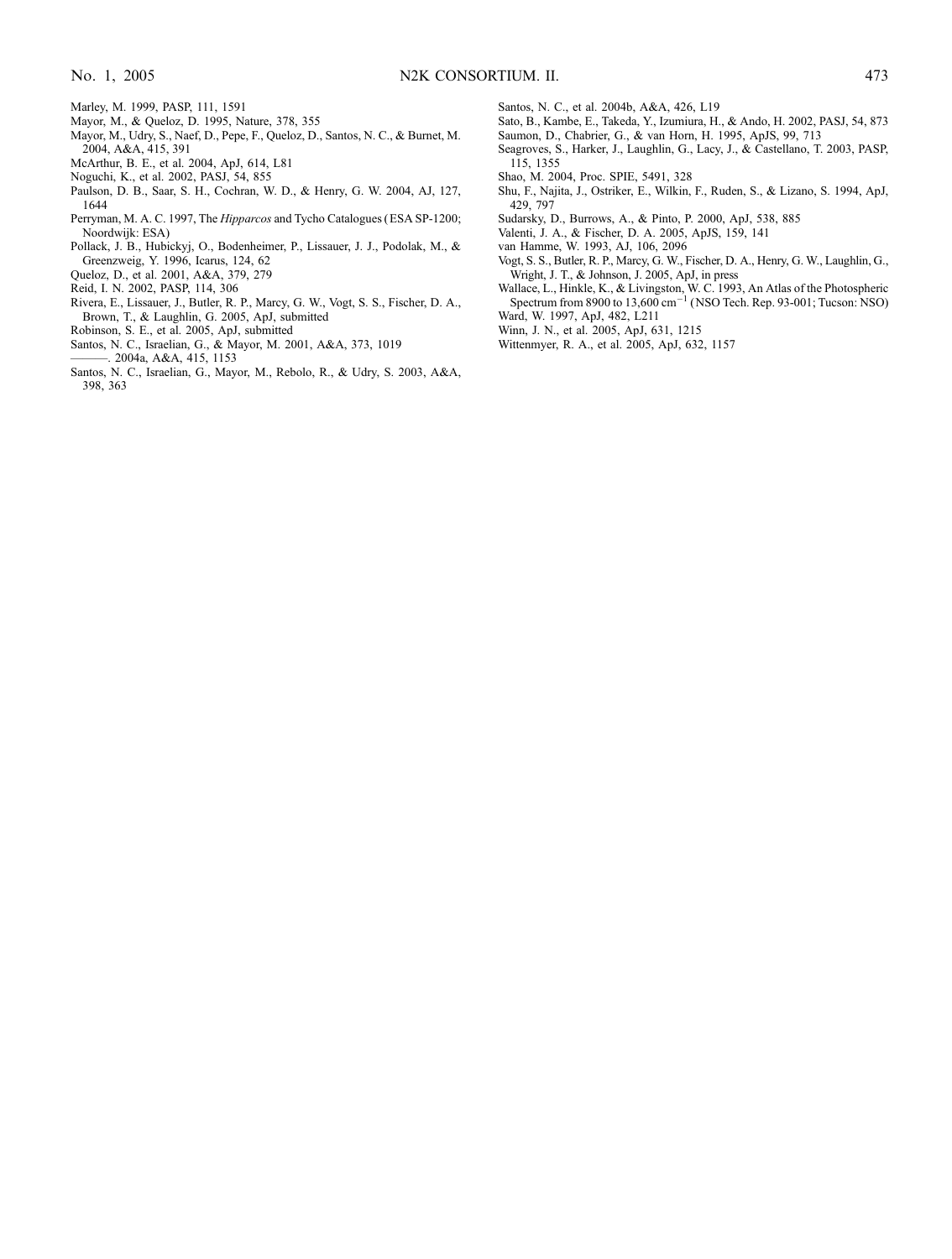Marley, M. 1999, PASP, 111, 1591

Mayor, M., & Queloz, D. 1995, Nature, 378, 355

Mayor, M., Udry, S., Naef, D., Pepe, F., Queloz, D., Santos, N. C., & Burnet, M. 2004, A&A, 415, 391

McArthur, B. E., et al. 2004, ApJ, 614, L81

Noguchi, K., et al. 2002, PASJ, 54, 855

Paulson, D. B., Saar, S. H., Cochran, W. D., & Henry, G. W. 2004, AJ, 127, 1644

Perryman, M. A. C. 1997, The *Hipparcos* and Tycho Catalogues (ESA SP-1200; Noordwijk: ESA)

Pollack, J. B., Hubickyj, O., Bodenheimer, P., Lissauer, J. J., Podolak, M., & Greenzweig, Y. 1996, Icarus, 124, 62

Queloz, D., et al. 2001, A&A, 379, 279

Reid, I. N. 2002, PASP, 114, 306

Rivera, E., Lissauer, J., Butler, R. P., Marcy, G. W., Vogt, S. S., Fischer, D. A., Brown, T., & Laughlin, G. 2005, ApJ, submitted

Robinson, S. E., et al. 2005, ApJ, submitted

Santos, N. C., Israelian, G., & Mayor, M. 2001, A&A, 373, 1019

———. 2004a, A&A, 415, 1153

Santos, N. C., Israelian, G., Mayor, M., Rebolo, R., & Udry, S. 2003, A&A, 398, 363

Santos, N. C., et al. 2004b, A&A, 426, L19

Sato, B., Kambe, E., Takeda, Y., Izumiura, H., & Ando, H. 2002, PASJ, 54, 873

Saumon, D., Chabrier, G., & van Horn, H. 1995, ApJS, 99, 713

Seagroves, S., Harker, J., Laughlin, G., Lacy, J., & Castellano, T. 2003, PASP, 115, 1355

Shao, M. 2004, Proc. SPIE, 5491, 328

Shu, F., Najita, J., Ostriker, E., Wilkin, F., Ruden, S., & Lizano, S. 1994, ApJ, 429, 797

Sudarsky, D., Burrows, A., & Pinto, P. 2000, ApJ, 538, 885

Valenti, J. A., & Fischer, D. A. 2005, ApJS, 159, 141

van Hamme, W. 1993, AJ, 106, 2096

Vogt, S. S., Butler, R. P., Marcy, G. W., Fischer, D. A., Henry, G. W., Laughlin, G., Wright, J. T., & Johnson, J. 2005, ApJ, in press

Wallace, L., Hinkle, K., & Livingston, W. C. 1993, An Atlas of the Photospheric Spectrum from 8900 to 13,600 $\mathrm{cm}^{-1}$ (NSO Tech. Rep. 93-001; Tucson: NSO)

Ward, W. 1997, ApJ, 482, L211

Winn, J. N., et al. 2005, ApJ, 631, 1215

Wittenmyer, R. A., et al. 2005, ApJ, 632, 1157